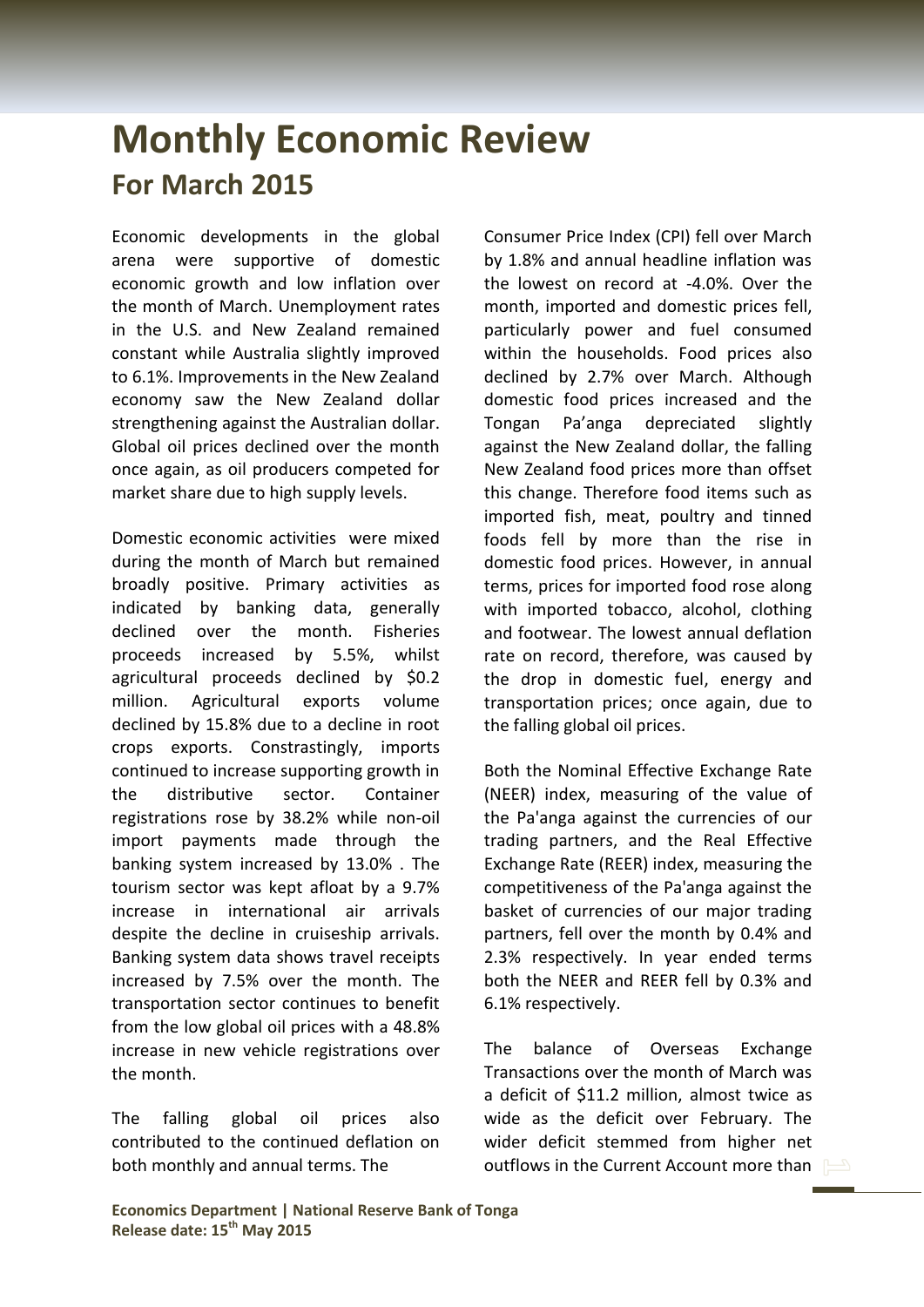# Monthly Economic Review

## For March 2015

Economic developments in the global arena were supportive of domestic economic growth and low inflation over the month of March. Unemployment rates in the U.S. and New Zealand remained constant while Australia slightly improved to 6.1%. Improvements in the New Zealand economy saw the New Zealand dollar strengthening against the Australian dollar. Global oil prices declined over the month once again, as oil producers competed for market share due to high supply levels.

Domestic economic activities were mixed during the month of March but remained broadly positive. Primary activities as indicated by banking data, generally declined over the month. Fisheries proceeds increased by 5.5%, whilst agricultural proceeds declined by $0.2 million. Agricultural exports volume declined by 15.8% due to a decline in root crops exports. Constrastingly, imports continued to increase supporting growth in the distributive sector. Container registrations rose by 38.2% while non-oil import payments made through the banking system increased by 13.0% . The tourism sector was kept afloat by a 9.7% increase in international air arrivals despite the decline in cruiseship arrivals. Banking system data shows travel receipts increased by 7.5% over the month. The transportation sector continues to benefit from the low global oil prices with a 48.8% increase in new vehicle registrations over the month.

The falling global oil prices also contributed to the continued deflation on both monthly and annual terms. The Consumer Price Index (CPI) fell over March by 1.8% and annual headline inflation was the lowest on record at -4.0%. Over the month, imported and domestic prices fell, particularly power and fuel consumed within the households. Food prices also declined by 2.7% over March. Although domestic food prices increased and the Tongan Pa'anga depreciated slightly against the New Zealand dollar, the falling New Zealand food prices more than offset this change. Therefore food items such as imported fish, meat, poultry and tinned foods fell by more than the rise in domestic food prices. However, in annual terms, prices for imported food rose along with imported tobacco, alcohol, clothing and footwear. The lowest annual deflation rate on record, therefore, was caused by the drop in domestic fuel, energy and transportation prices; once again, due to the falling global oil prices.

Both the Nominal Effective Exchange Rate (NEER) index, measuring of the value of the Pa'anga against the currencies of our trading partners, and the Real Effective Exchange Rate (REER) index, measuring the competitiveness of the Pa'anga against the basket of currencies of our major trading partners, fell over the month by 0.4% and 2.3% respectively. In year ended terms both the NEER and REER fell by 0.3% and 6.1% respectively.

The balance of Overseas Exchange Transactions over the month of March was a deficit of $11.2 million, almost twice as wide as the deficit over February. The wider deficit stemmed from higher net outflows in the Current Account more than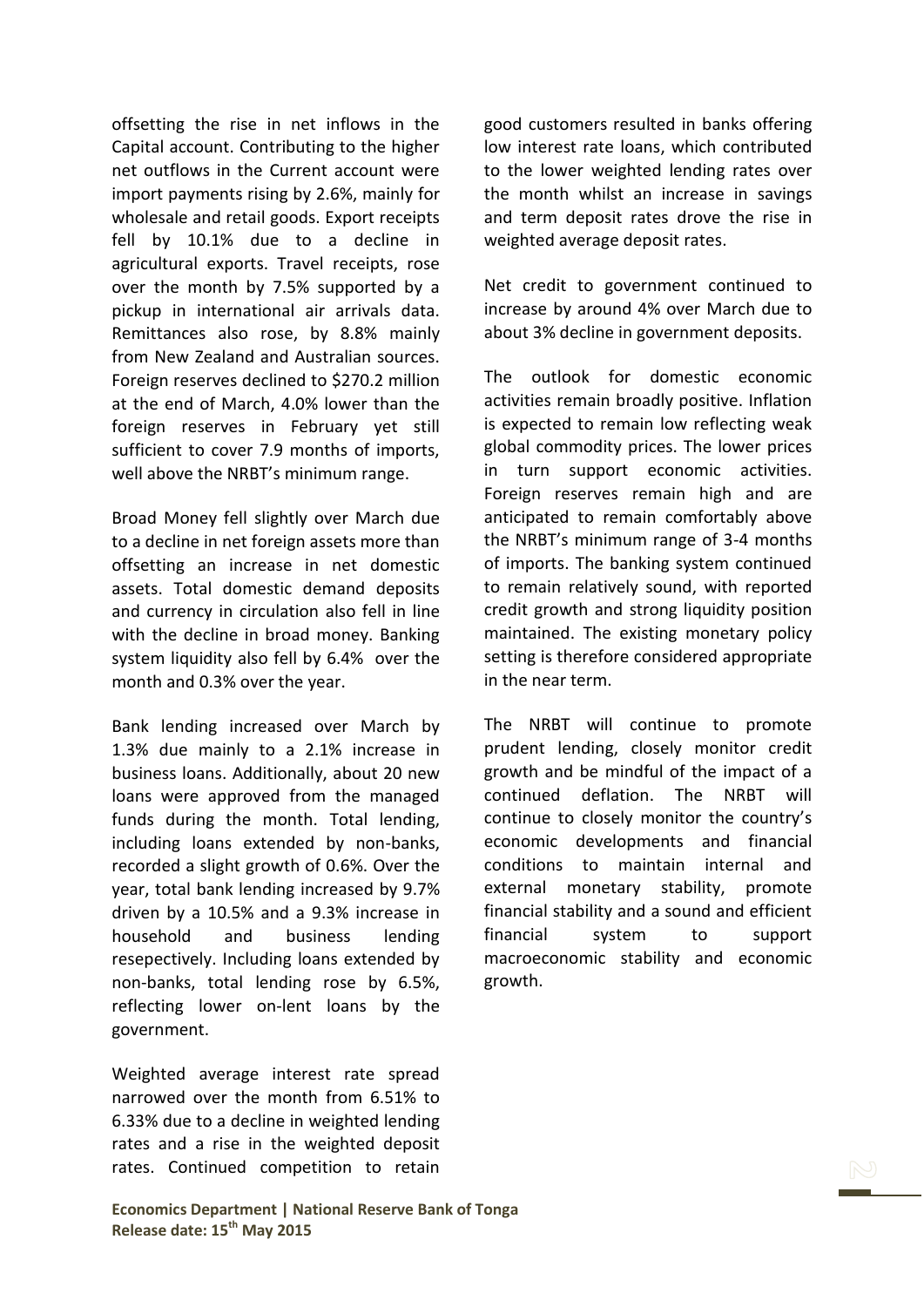offsetting the rise in net inflows in the Capital account. Contributing to the higher net outflows in the Current account were import payments rising by 2.6%, mainly for wholesale and retail goods. Export receipts fell by 10.1% due to a decline in agricultural exports. Travel receipts, rose over the month by 7.5% supported by a pickup in international air arrivals data. Remittances also rose, by 8.8% mainly from New Zealand and Australian sources. Foreign reserves declined to $270.2 million at the end of March, 4.0% lower than the foreign reserves in February yet still sufficient to cover 7.9 months of imports, well above the NRBT's minimum range.

Broad Money fell slightly over March due to a decline in net foreign assets more than offsetting an increase in net domestic assets. Total domestic demand deposits and currency in circulation also fell in line with the decline in broad money. Banking system liquidity also fell by 6.4% over the month and 0.3% over the year.

Bank lending increased over March by 1.3% due mainly to a 2.1% increase in business loans. Additionally, about 20 new loans were approved from the managed funds during the month. Total lending, including loans extended by non-banks, recorded a slight growth of 0.6%. Over the year, total bank lending increased by 9.7% driven by a 10.5% and a 9.3% increase in household and business lending resepectively. Including loans extended by non-banks, total lending rose by 6.5%, reflecting lower on-lent loans by the government.

Weighted average interest rate spread narrowed over the month from 6.51% to 6.33% due to a decline in weighted lending rates and a rise in the weighted deposit rates. Continued competition to retain good customers resulted in banks offering low interest rate loans, which contributed to the lower weighted lending rates over the month whilst an increase in savings and term deposit rates drove the rise in weighted average deposit rates.

Net credit to government continued to increase by around 4% over March due to about 3% decline in government deposits.

The outlook for domestic economic activities remain broadly positive. Inflation is expected to remain low reflecting weak global commodity prices. The lower prices in turn support economic activities. Foreign reserves remain high and are anticipated to remain comfortably above the NRBT's minimum range of 3-4 months of imports. The banking system continued to remain relatively sound, with reported credit growth and strong liquidity position maintained. The existing monetary policy setting is therefore considered appropriate in the near term.

The NRBT will continue to promote prudent lending, closely monitor credit growth and be mindful of the impact of a continued deflation. The NRBT will continue to closely monitor the country's economic developments and financial conditions to maintain internal and external monetary stability, promote financial stability and a sound and efficient financial system to support macroeconomic stability and economic growth.

**Economics Department | National Reserve Bank of Tonga**
**Release date: 15th May 2015**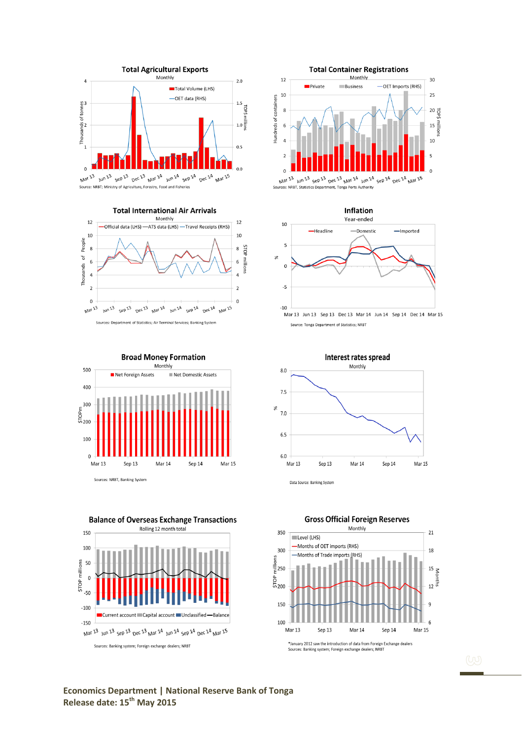## Total Agricultural Exports

Monthly

Thousands of tonnes

TOP$ millions

Total Volume (LHS)

OET data (RHS)

4
3
2
1
0

2.0
1.5
1.0
0.5
0.0

Mar 13 Jun 13 Sep 13 Dec 13 Mar 14 Jun 14 Sep 14 Dec 14 Mar 15

Source: NRBT; Ministry of Agriculture, Forestry, Food and Fisheries

## Total Container Registrations

Monthly

Hundreds of containers

TOP$ millions

Private

Business

OET Imports (RHS)

12
10
8
6
4
2
0

30
25
20
15
10
5
0

Mar 13 Jun 13 Sep 13 Dec 13 Mar 14 Jun 14 Sep 14 Dec 14 Mar 15

Sources: NRBT, Statistics Department, Tonga Ports Authority

## Total International Air Arrivals

Monthly

Thousands of People

TOP millions

Official data (LHS)

ATS data (LHS)

Travel Receipts (RHS)

12
10
8
6
4
2
0

12
10
8
6
4
2
0

Mar 13 Jun 13 Sep 13 Dec 13 Mar 14 Jun 14 Sep 14 Dec 14 Mar 15

Sources: Department of Statistics; Air Terminal Services; Banking System

## Inflation

Year-ended

%

Headline

Domestic

Imported

10
5
0
-5
-10

Mar 13 Jun 13 Sep 13 Dec 13 Mar 14 Jun 14 Sep 14 Dec 14 Mar 15

Source: Tonga Department of Statistics; NRBT

## Broad Money Formation

Monthly

$TOPm

Net Foreign Assets

Net Domestic Assets

500
400
300
200
100
0

Mar 13 Sep 13 Mar 14 Sep 14 Mar 15

Sources: NRBT, Banking System

## Interest rates spread

Monthly

%

8.0
7.5
7.0
6.5
6.0

Mar 13 Sep 13 Mar 14 Sep 14 Mar 15

Data Source: Banking System

## Balance of Overseas Exchange Transactions

Rolling 12 month total

$TOP millions

150
100
50
0
-50
-100
-150

Current account

Capital account

Unclassified

Balance

Mar 13 Jun 13 Sep 13 Dec 13 Mar 14 Jun 14 Sep 14 Dec 14 Mar 15

Sources: Banking system; Foreign exchange dealers; NRBT

## Gross Official Foreign Reserves

Monthly

$TOP millions

Months

Level (LHS)

Months of OET imports (RHS)

Months of Trade imports (RHS)

350
300
250
200
150
100

21
18
15
12
9
6

Mar 13 Sep 13 Mar 14 Sep 14 Mar 15

*January 2012 saw the introduction of data from Foreign Exchange dealers

Sources: Banking system; Foreign exchange dealers; NRBT

**Economics Department | National Reserve Bank of Tonga**

**Release date: 15th May 2015**